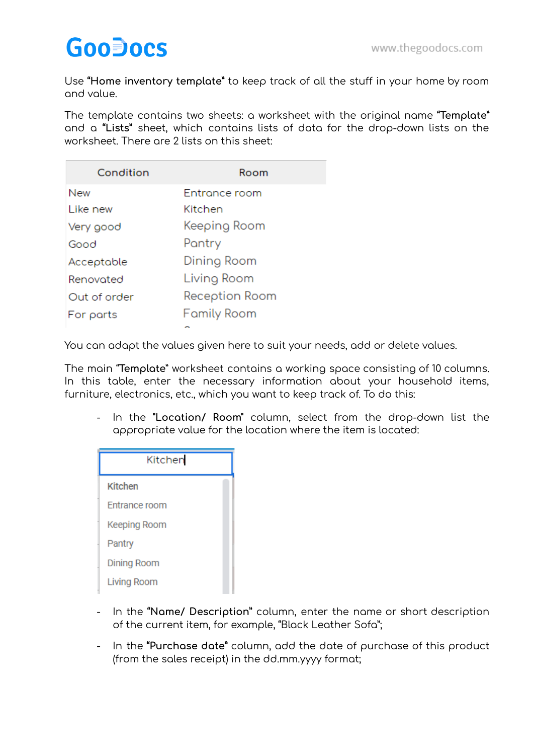Use **"Home inventory template"** to keep track of all the stuff in your home by room and value.

The template contains two sheets: a worksheet with the original name **"Template"** and a **"Lists"** sheet, which contains lists of data for the drop-down lists on the worksheet. There are 2 lists on this sheet:

| Condition | Room |
|---|---|
| New | Entrance room |
| Like new | Kitchen |
| Very good | Keeping Room |
| Good | Pantry |
| Acceptable | Dining Room |
| Renovated | Living Room |
| Out of order | Reception Room |
| For parts | Family Room |

You can adapt the values given here to suit your needs, add or delete values.

The main **"Template"** worksheet contains a working space consisting of 10 columns. In this table, enter the necessary information about your household items, furniture, electronics, etc., which you want to keep track of. To do this:

- In the **"Location/ Room"** column, select from the drop-down list the appropriate value for the location where the item is located:

| Kitchen |
|---|
| Kitchen |
| Entrance room |
| Keeping Room |
| Pantry |
| Dining Room |
| Living Room |

- In the **"Name/ Description"** column, enter the name or short description of the current item, for example, "Black Leather Sofa";
- In the **"Purchase date"** column, add the date of purchase of this product (from the sales receipt) in the dd.mm.yyyy format;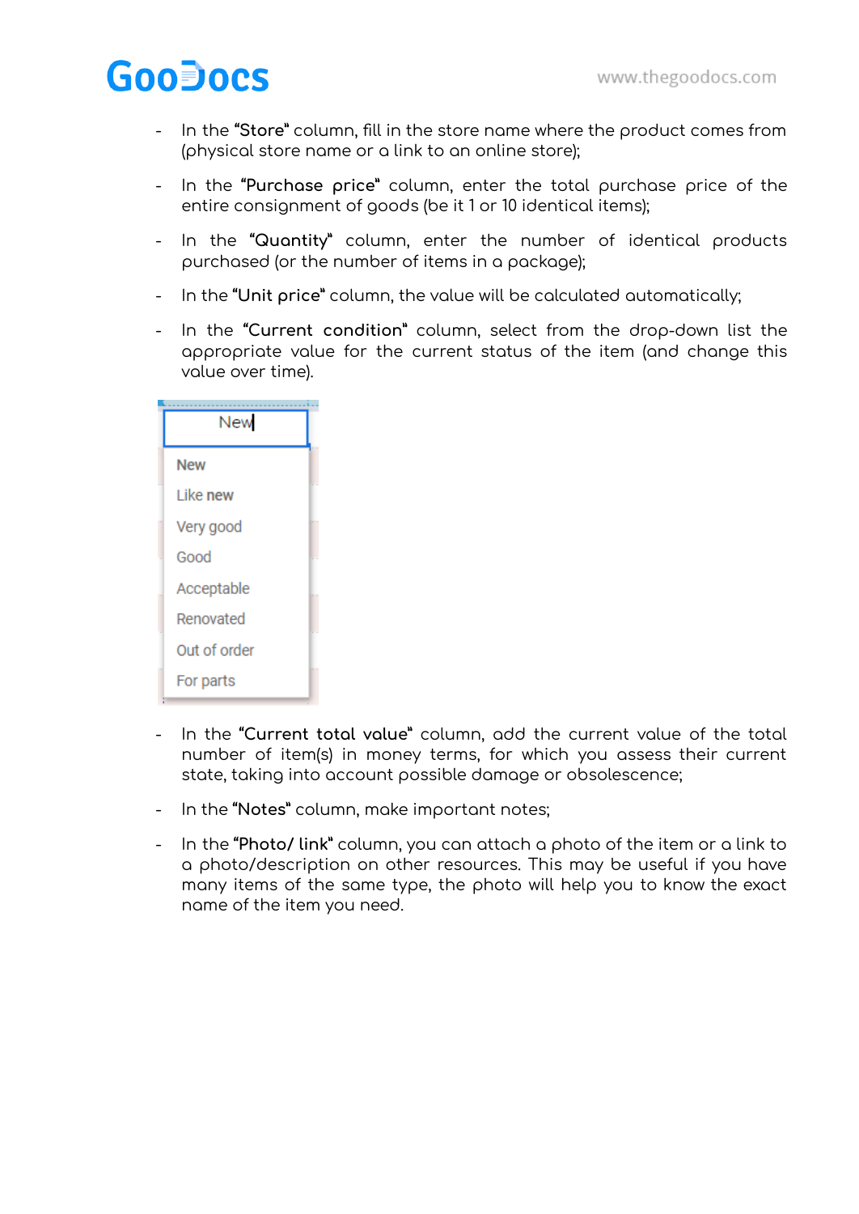- In the **"Store"** column, fill in the store name where the product comes from (physical store name or a link to an online store);

- In the **"Purchase price"** column, enter the total purchase price of the entire consignment of goods (be it 1 or 10 identical items);

- In the **"Quantity"** column, enter the number of identical products purchased (or the number of items in a package);

- In the **"Unit price"** column, the value will be calculated automatically;

- In the **"Current condition"** column, select from the drop-down list the appropriate value for the current status of the item (and change this value over time).

- In the **"Current total value"** column, add the current value of the total number of item(s) in money terms, for which you assess their current state, taking into account possible damage or obsolescence;

- In the **"Notes"** column, make important notes;

- In the **"Photo/ link"** column, you can attach a photo of the item or a link to a photo/description on other resources. This may be useful if you have many items of the same type, the photo will help you to know the exact name of the item you need.